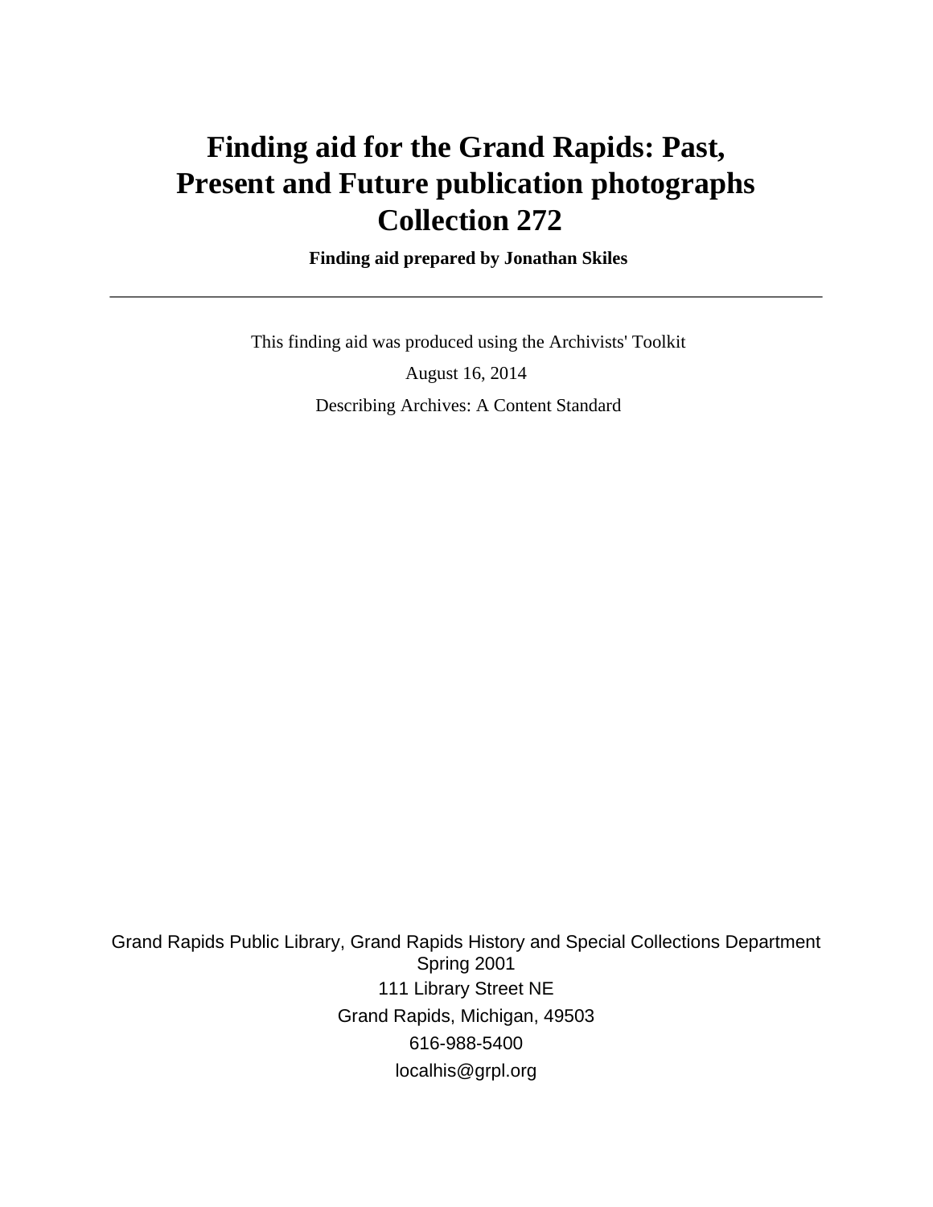# Finding aid for the Grand Rapids: Past, Present and Future publication photographs Collection 272

**Finding aid prepared by Jonathan Skiles**

---

This finding aid was produced using the Archivists' Toolkit

August 16, 2014

Describing Archives: A Content Standard

Grand Rapids Public Library, Grand Rapids History and Special Collections Department
Spring 2001
111 Library Street NE
Grand Rapids, Michigan, 49503
616-988-5400
localhis@grpl.org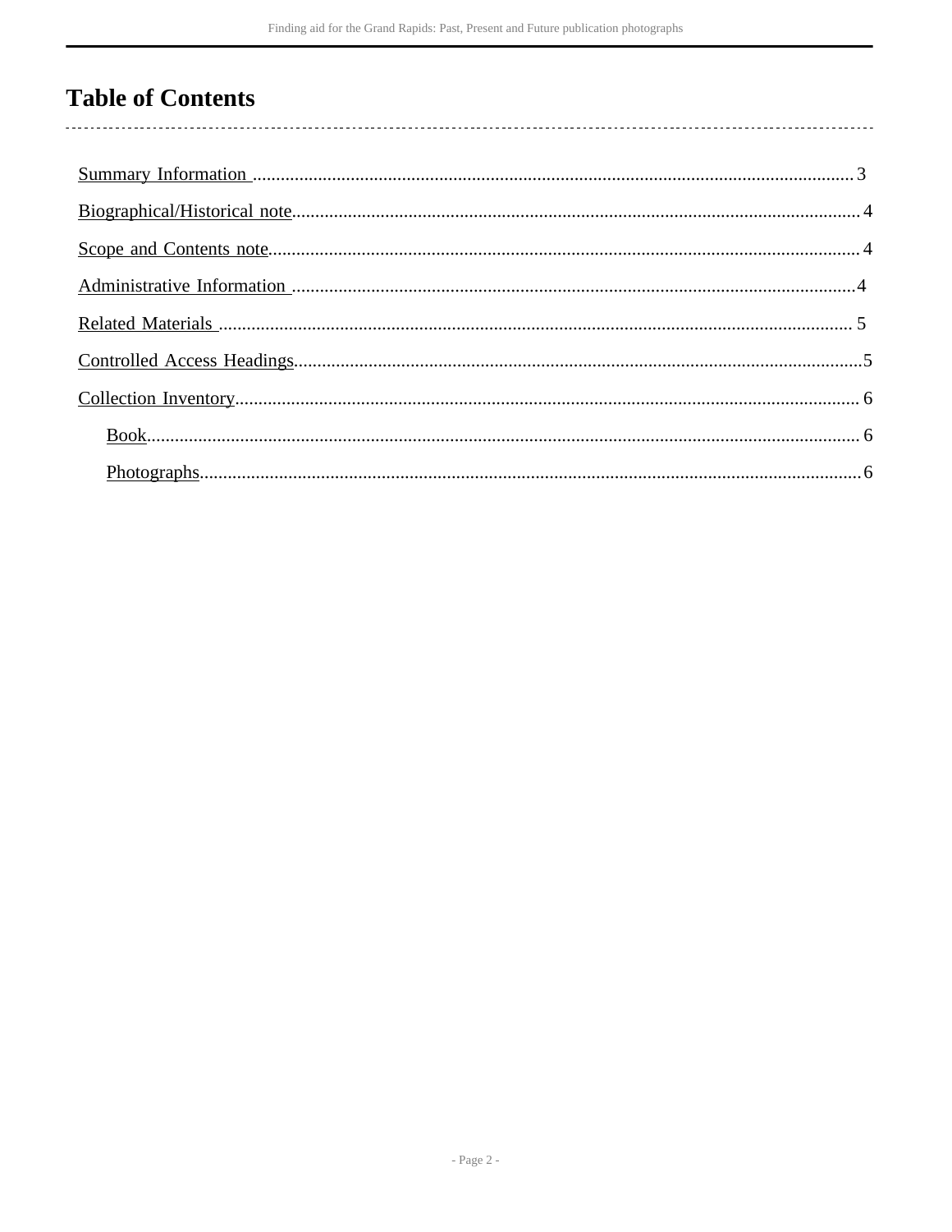# Table of Contents

- Summary Information ... 3
- Biographical/Historical note ... 4
- Scope and Contents note ... 4
- Administrative Information ... 4
- Related Materials ... 5
- Controlled Access Headings ... 5
- Collection Inventory ... 6
  - Book ... 6
  - Photographs ... 6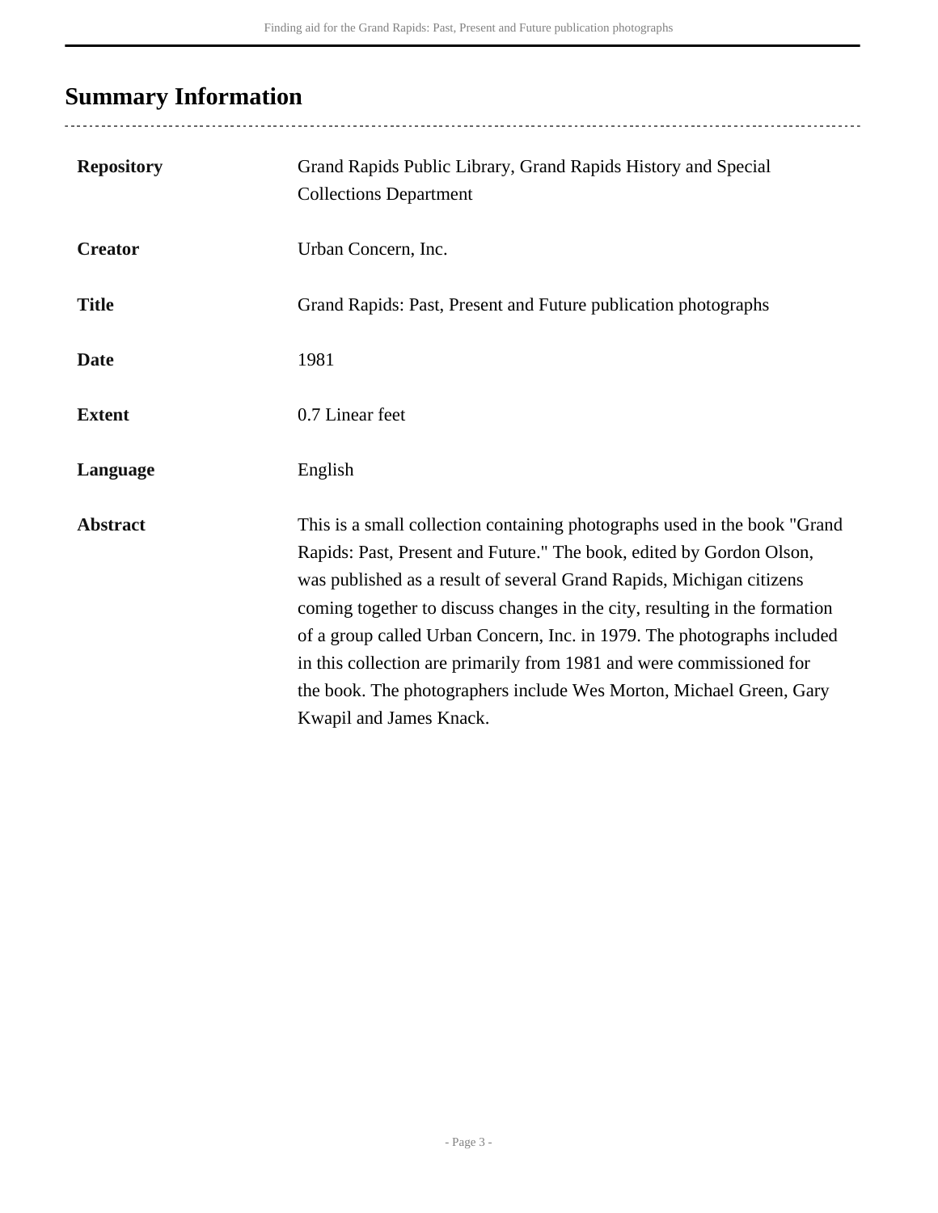## Summary Information

| | |
|---|---|
| **Repository** | Grand Rapids Public Library, Grand Rapids History and Special Collections Department |
| **Creator** | Urban Concern, Inc. |
| **Title** | Grand Rapids: Past, Present and Future publication photographs |
| **Date** | 1981 |
| **Extent** | 0.7 Linear feet |
| **Language** | English |
| **Abstract** | This is a small collection containing photographs used in the book "Grand Rapids: Past, Present and Future." The book, edited by Gordon Olson, was published as a result of several Grand Rapids, Michigan citizens coming together to discuss changes in the city, resulting in the formation of a group called Urban Concern, Inc. in 1979. The photographs included in this collection are primarily from 1981 and were commissioned for the book. The photographers include Wes Morton, Michael Green, Gary Kwapil and James Knack. |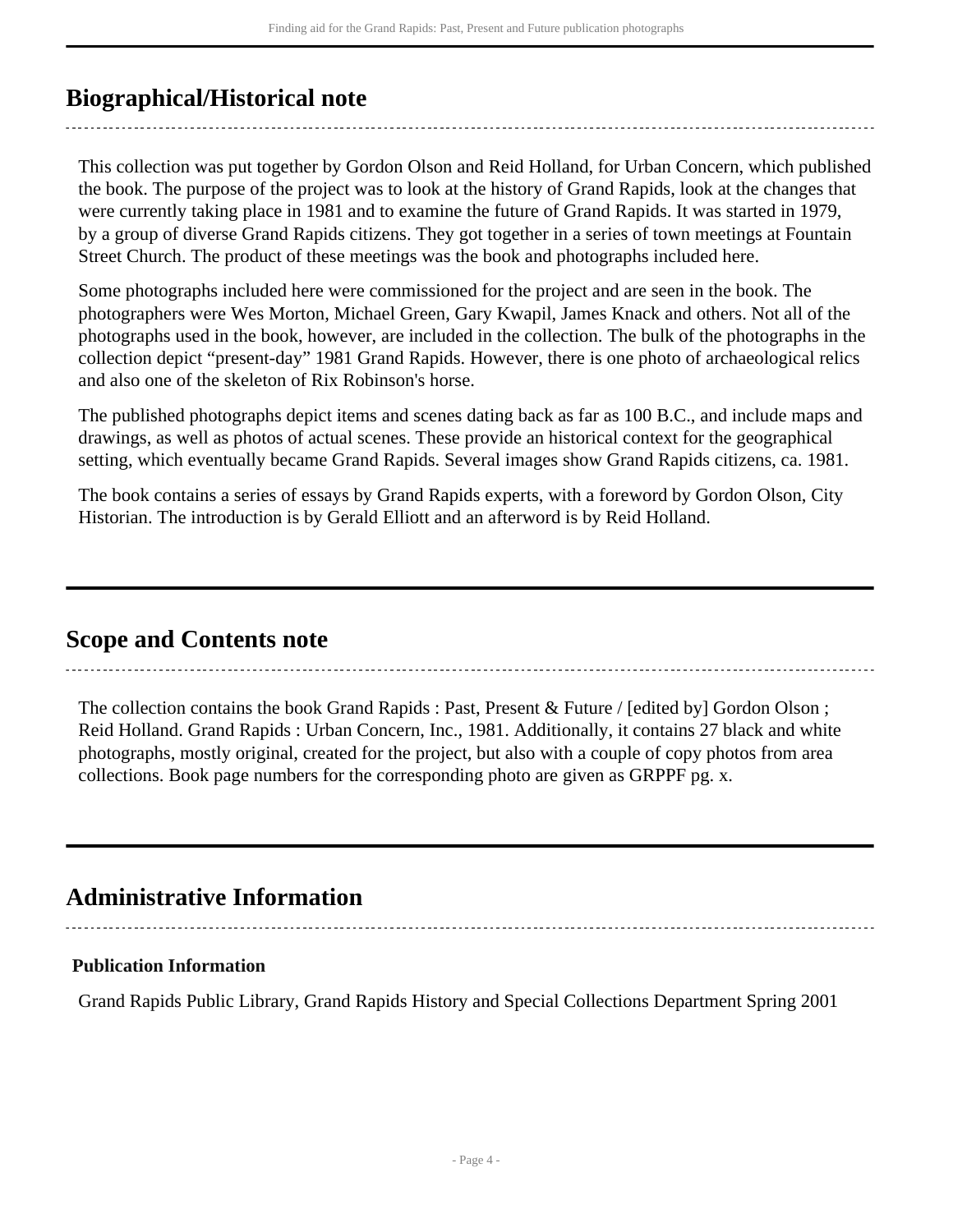## Biographical/Historical note

This collection was put together by Gordon Olson and Reid Holland, for Urban Concern, which published the book. The purpose of the project was to look at the history of Grand Rapids, look at the changes that were currently taking place in 1981 and to examine the future of Grand Rapids. It was started in 1979, by a group of diverse Grand Rapids citizens. They got together in a series of town meetings at Fountain Street Church. The product of these meetings was the book and photographs included here.

Some photographs included here were commissioned for the project and are seen in the book. The photographers were Wes Morton, Michael Green, Gary Kwapil, James Knack and others. Not all of the photographs used in the book, however, are included in the collection. The bulk of the photographs in the collection depict "present-day" 1981 Grand Rapids. However, there is one photo of archaeological relics and also one of the skeleton of Rix Robinson's horse.

The published photographs depict items and scenes dating back as far as 100 B.C., and include maps and drawings, as well as photos of actual scenes. These provide an historical context for the geographical setting, which eventually became Grand Rapids. Several images show Grand Rapids citizens, ca. 1981.

The book contains a series of essays by Grand Rapids experts, with a foreword by Gordon Olson, City Historian. The introduction is by Gerald Elliott and an afterword is by Reid Holland.

## Scope and Contents note

The collection contains the book Grand Rapids : Past, Present & Future / [edited by] Gordon Olson ; Reid Holland. Grand Rapids : Urban Concern, Inc., 1981. Additionally, it contains 27 black and white photographs, mostly original, created for the project, but also with a couple of copy photos from area collections. Book page numbers for the corresponding photo are given as GRPPF pg. x.

## Administrative Information

### Publication Information

Grand Rapids Public Library, Grand Rapids History and Special Collections Department Spring 2001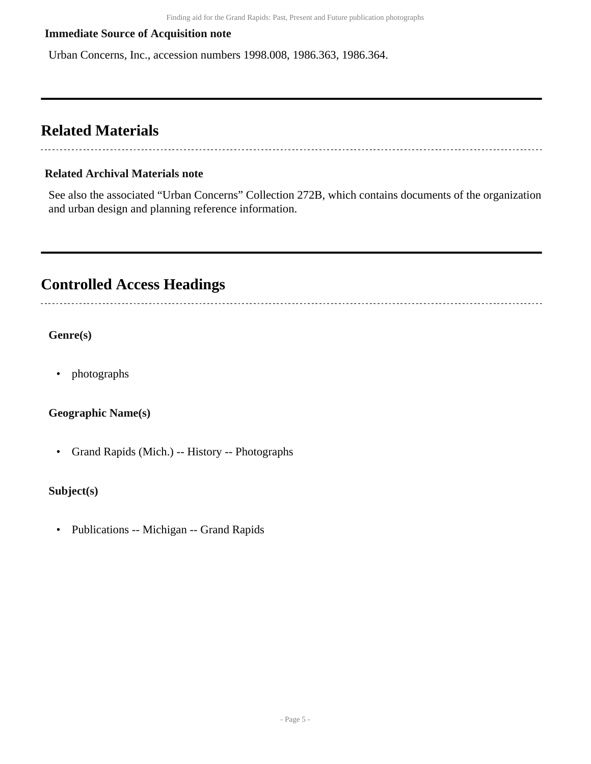**Immediate Source of Acquisition note**

Urban Concerns, Inc., accession numbers 1998.008, 1986.363, 1986.364.

## Related Materials

**Related Archival Materials note**

See also the associated “Urban Concerns” Collection 272B, which contains documents of the organization and urban design and planning reference information.

## Controlled Access Headings

**Genre(s)**

- photographs

**Geographic Name(s)**

- Grand Rapids (Mich.) -- History -- Photographs

**Subject(s)**

- Publications -- Michigan -- Grand Rapids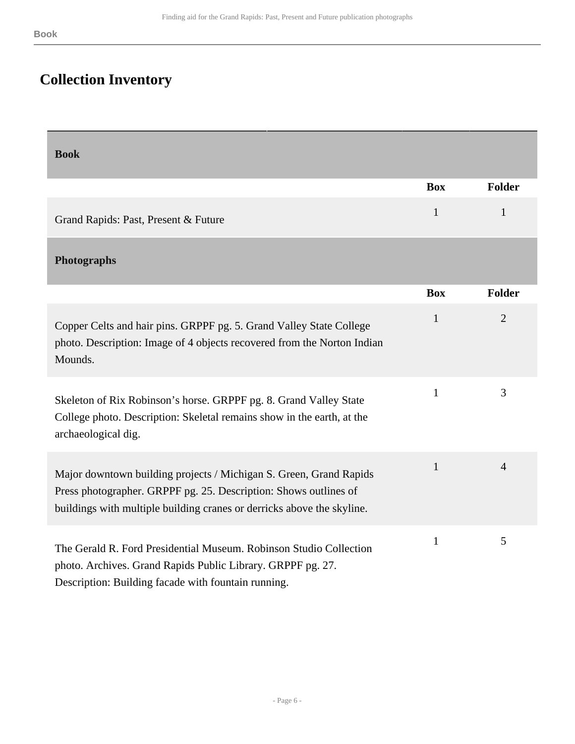## Collection Inventory

| Book | | |
|---|---|---|
| | **Box** | **Folder** |
| Grand Rapids: Past, Present & Future | 1 | 1 |

| Photographs | | |
|---|---|---|
| | **Box** | **Folder** |
| Copper Celts and hair pins. GRPPF pg. 5. Grand Valley State College photo. Description: Image of 4 objects recovered from the Norton Indian Mounds. | 1 | 2 |
| Skeleton of Rix Robinson's horse. GRPPF pg. 8. Grand Valley State College photo. Description: Skeletal remains show in the earth, at the archaeological dig. | 1 | 3 |
| Major downtown building projects / Michigan S. Green, Grand Rapids Press photographer. GRPPF pg. 25. Description: Shows outlines of buildings with multiple building cranes or derricks above the skyline. | 1 | 4 |
| The Gerald R. Ford Presidential Museum. Robinson Studio Collection photo. Archives. Grand Rapids Public Library. GRPPF pg. 27. Description: Building facade with fountain running. | 1 | 5 |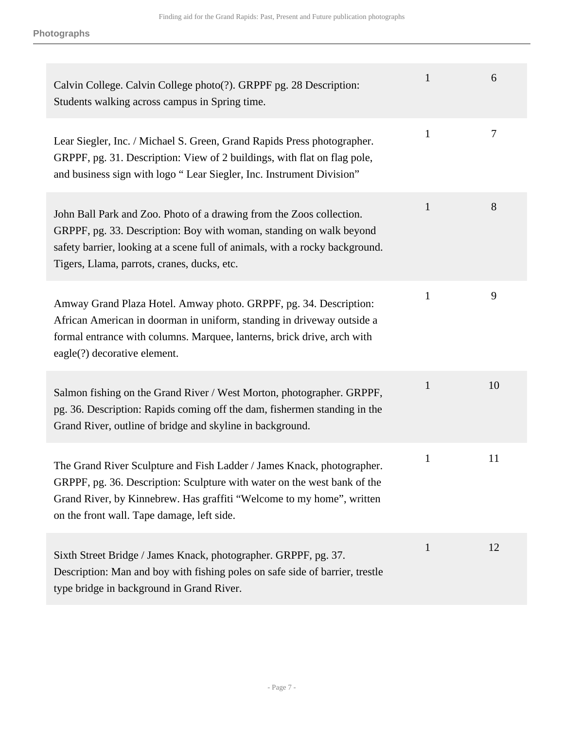**Photographs**

| Description | Box | Folder |
| --- | --- | --- |
| Calvin College. Calvin College photo(?). GRPPF pg. 28 Description: Students walking across campus in Spring time. | 1 | 6 |
| Lear Siegler, Inc. / Michael S. Green, Grand Rapids Press photographer. GRPPF, pg. 31. Description: View of 2 buildings, with flat on flag pole, and business sign with logo " Lear Siegler, Inc. Instrument Division" | 1 | 7 |
| John Ball Park and Zoo. Photo of a drawing from the Zoos collection. GRPPF, pg. 33. Description: Boy with woman, standing on walk beyond safety barrier, looking at a scene full of animals, with a rocky background. Tigers, Llama, parrots, cranes, ducks, etc. | 1 | 8 |
| Amway Grand Plaza Hotel. Amway photo. GRPPF, pg. 34. Description: African American in doorman in uniform, standing in driveway outside a formal entrance with columns. Marquee, lanterns, brick drive, arch with eagle(?) decorative element. | 1 | 9 |
| Salmon fishing on the Grand River / West Morton, photographer. GRPPF, pg. 36. Description: Rapids coming off the dam, fishermen standing in the Grand River, outline of bridge and skyline in background. | 1 | 10 |
| The Grand River Sculpture and Fish Ladder / James Knack, photographer. GRPPF, pg. 36. Description: Sculpture with water on the west bank of the Grand River, by Kinnebrew. Has graffiti "Welcome to my home", written on the front wall. Tape damage, left side. | 1 | 11 |
| Sixth Street Bridge / James Knack, photographer. GRPPF, pg. 37. Description: Man and boy with fishing poles on safe side of barrier, trestle type bridge in background in Grand River. | 1 | 12 |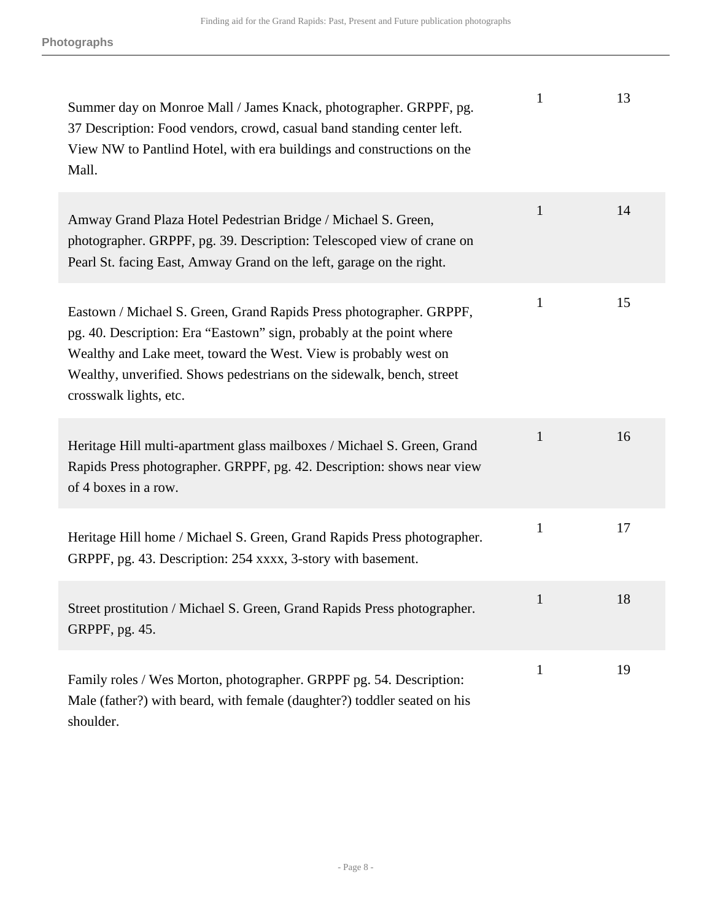**Photographs**

| | | |
|---|---|---|
| Summer day on Monroe Mall / James Knack, photographer. GRPPF, pg. 37 Description: Food vendors, crowd, casual band standing center left. View NW to Pantlind Hotel, with era buildings and constructions on the Mall. | 1 | 13 |
| Amway Grand Plaza Hotel Pedestrian Bridge / Michael S. Green, photographer. GRPPF, pg. 39. Description: Telescoped view of crane on Pearl St. facing East, Amway Grand on the left, garage on the right. | 1 | 14 |
| Eastown / Michael S. Green, Grand Rapids Press photographer. GRPPF, pg. 40. Description: Era "Eastown" sign, probably at the point where Wealthy and Lake meet, toward the West. View is probably west on Wealthy, unverified. Shows pedestrians on the sidewalk, bench, street crosswalk lights, etc. | 1 | 15 |
| Heritage Hill multi-apartment glass mailboxes / Michael S. Green, Grand Rapids Press photographer. GRPPF, pg. 42. Description: shows near view of 4 boxes in a row. | 1 | 16 |
| Heritage Hill home / Michael S. Green, Grand Rapids Press photographer. GRPPF, pg. 43. Description: 254 xxxx, 3-story with basement. | 1 | 17 |
| Street prostitution / Michael S. Green, Grand Rapids Press photographer. GRPPF, pg. 45. | 1 | 18 |
| Family roles / Wes Morton, photographer. GRPPF pg. 54. Description: Male (father?) with beard, with female (daughter?) toddler seated on his shoulder. | 1 | 19 |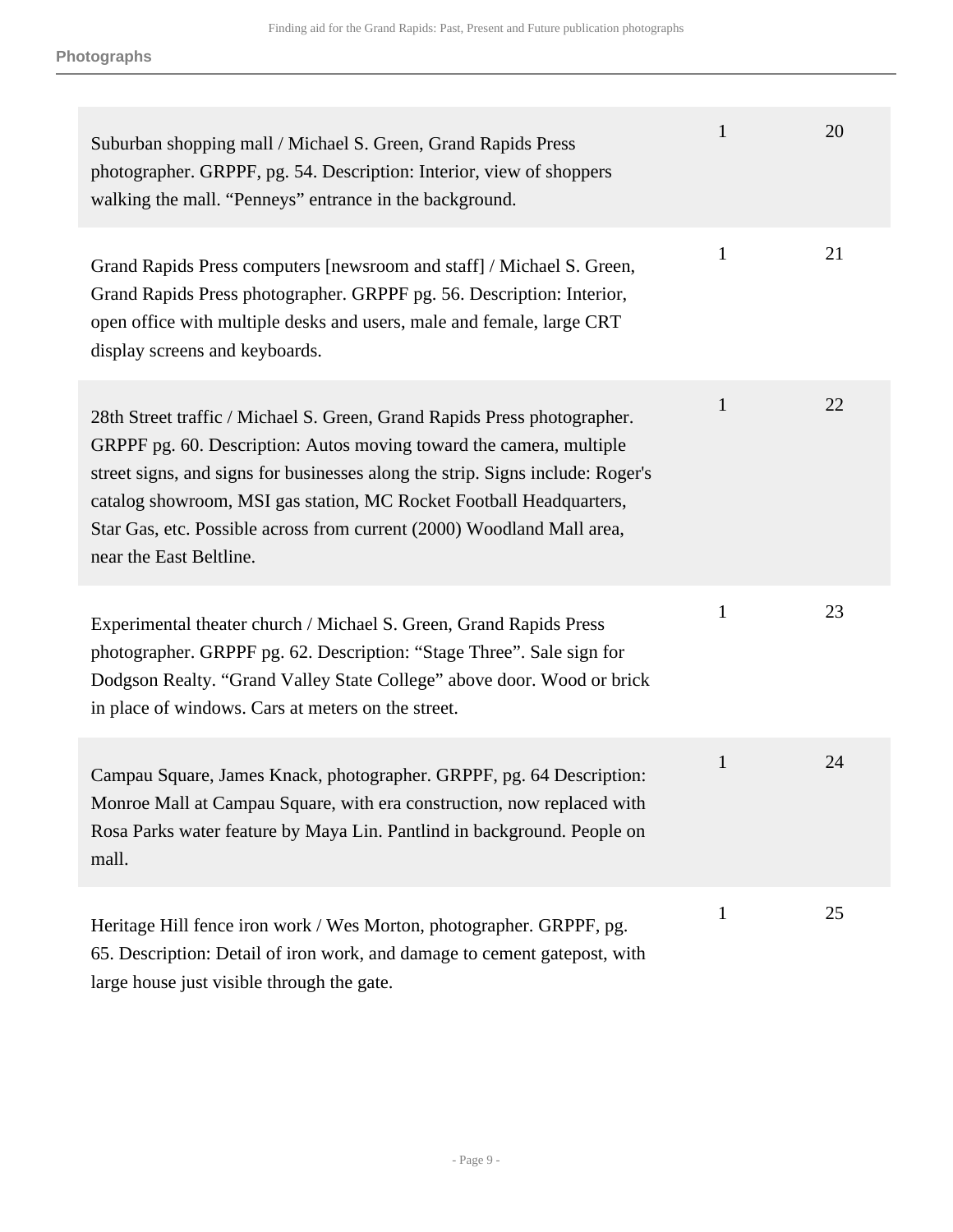**Photographs**

| | | |
|---|---|---|
| Suburban shopping mall / Michael S. Green, Grand Rapids Press photographer. GRPPF, pg. 54. Description: Interior, view of shoppers walking the mall. “Penneys” entrance in the background. | 1 | 20 |
| Grand Rapids Press computers [newsroom and staff] / Michael S. Green, Grand Rapids Press photographer. GRPPF pg. 56. Description: Interior, open office with multiple desks and users, male and female, large CRT display screens and keyboards. | 1 | 21 |
| 28th Street traffic / Michael S. Green, Grand Rapids Press photographer. GRPPF pg. 60. Description: Autos moving toward the camera, multiple street signs, and signs for businesses along the strip. Signs include: Roger's catalog showroom, MSI gas station, MC Rocket Football Headquarters, Star Gas, etc. Possible across from current (2000) Woodland Mall area, near the East Beltline. | 1 | 22 |
| Experimental theater church / Michael S. Green, Grand Rapids Press photographer. GRPPF pg. 62. Description: “Stage Three”. Sale sign for Dodgson Realty. “Grand Valley State College” above door. Wood or brick in place of windows. Cars at meters on the street. | 1 | 23 |
| Campau Square, James Knack, photographer. GRPPF, pg. 64 Description: Monroe Mall at Campau Square, with era construction, now replaced with Rosa Parks water feature by Maya Lin. Pantlind in background. People on mall. | 1 | 24 |
| Heritage Hill fence iron work / Wes Morton, photographer. GRPPF, pg. 65. Description: Detail of iron work, and damage to cement gatepost, with large house just visible through the gate. | 1 | 25 |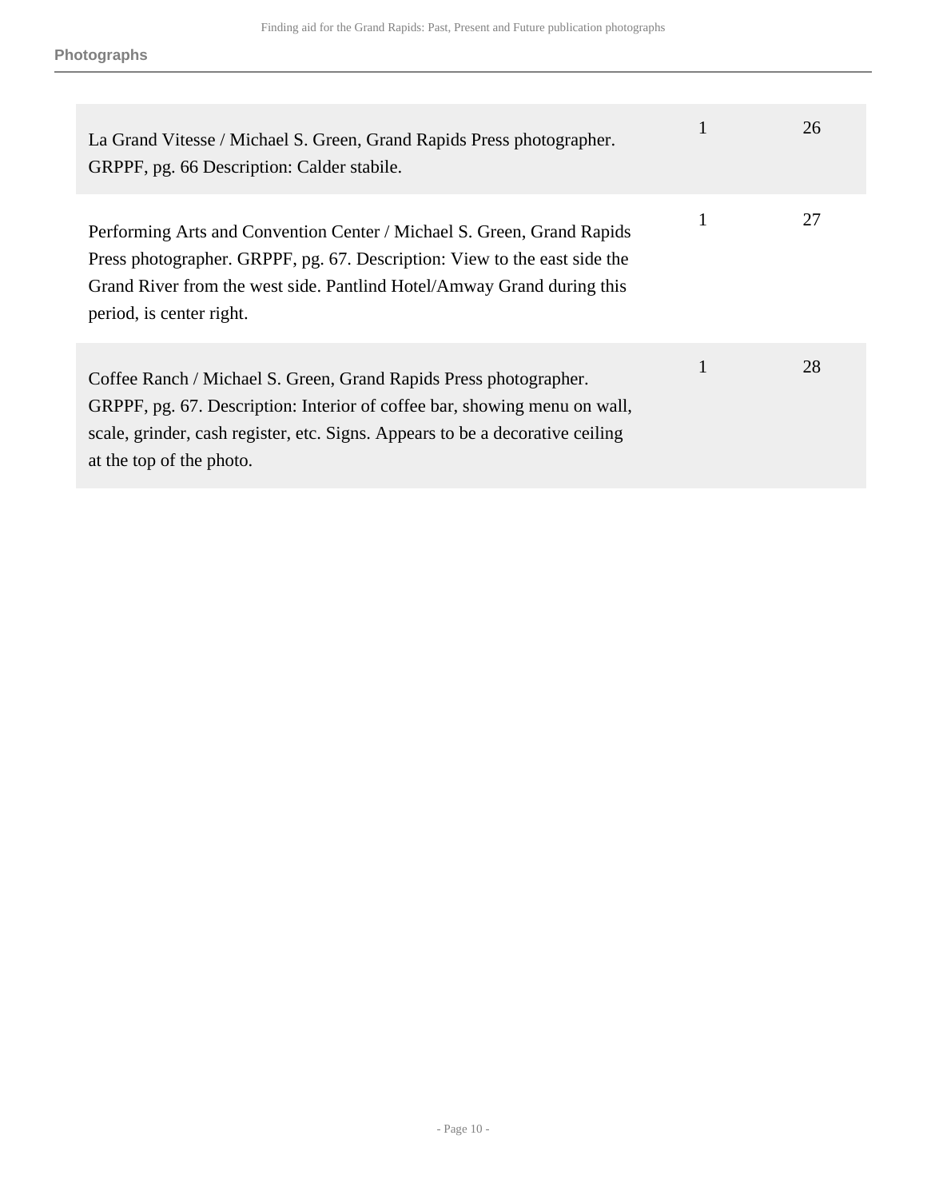| | | |
|---|---|---|
| La Grand Vitesse / Michael S. Green, Grand Rapids Press photographer. GRPPF, pg. 66 Description: Calder stabile. | 1 | 26 |
| Performing Arts and Convention Center / Michael S. Green, Grand Rapids Press photographer. GRPPF, pg. 67. Description: View to the east side the Grand River from the west side. Pantlind Hotel/Amway Grand during this period, is center right. | 1 | 27 |
| Coffee Ranch / Michael S. Green, Grand Rapids Press photographer. GRPPF, pg. 67. Description: Interior of coffee bar, showing menu on wall, scale, grinder, cash register, etc. Signs. Appears to be a decorative ceiling at the top of the photo. | 1 | 28 |